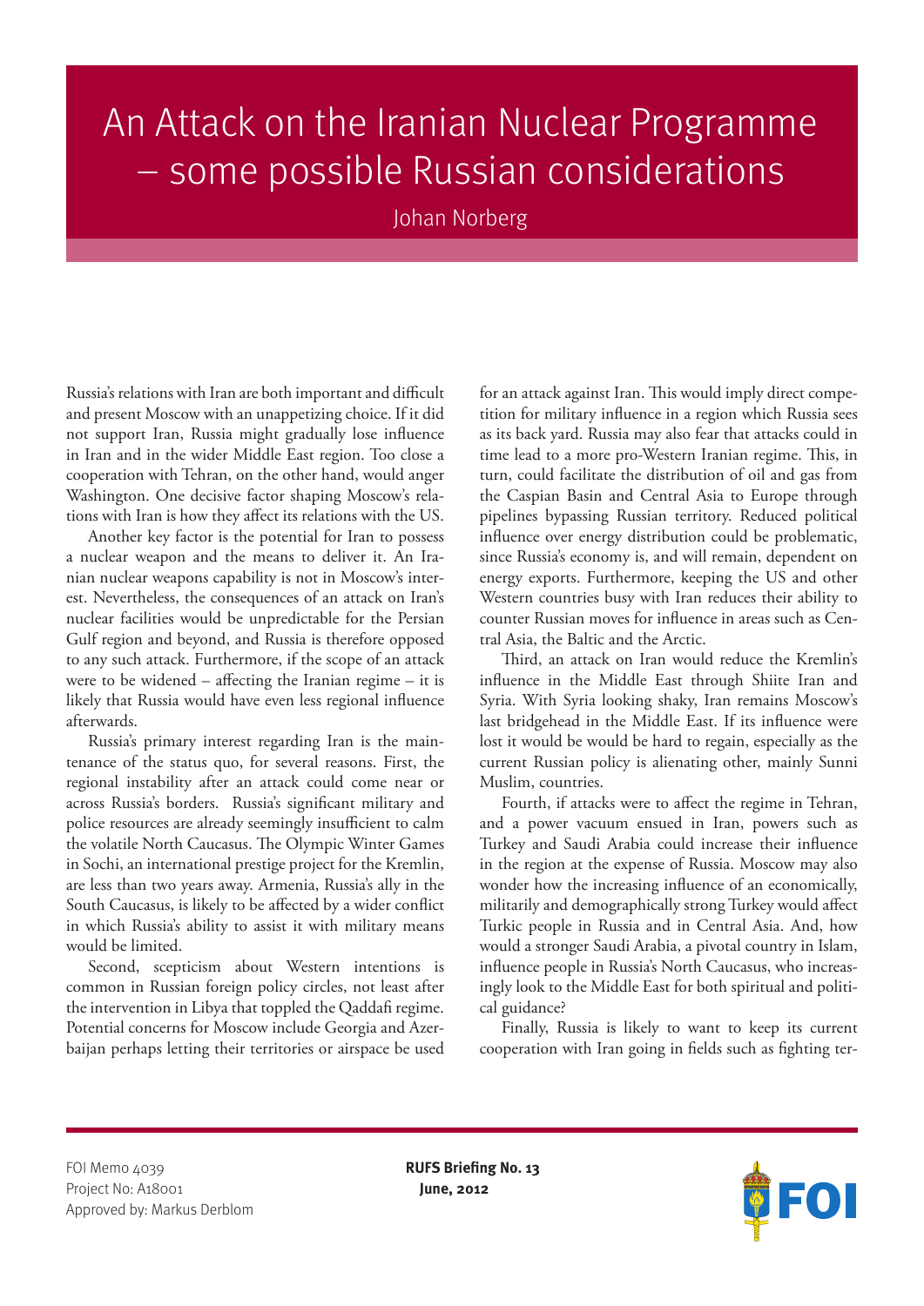# An Attack on the Iranian Nuclear Programme – some possible Russian considerations

Johan Norberg

Russia's relations with Iran are both important and difficult and present Moscow with an unappetizing choice. If it did not support Iran, Russia might gradually lose influence in Iran and in the wider Middle East region. Too close a cooperation with Tehran, on the other hand, would anger Washington. One decisive factor shaping Moscow's relations with Iran is how they affect its relations with the US.

Another key factor is the potential for Iran to possess a nuclear weapon and the means to deliver it. An Iranian nuclear weapons capability is not in Moscow's interest. Nevertheless, the consequences of an attack on Iran's nuclear facilities would be unpredictable for the Persian Gulf region and beyond, and Russia is therefore opposed to any such attack. Furthermore, if the scope of an attack were to be widened – affecting the Iranian regime – it is likely that Russia would have even less regional influence afterwards.

Russia's primary interest regarding Iran is the maintenance of the status quo, for several reasons. First, the regional instability after an attack could come near or across Russia's borders. Russia's significant military and police resources are already seemingly insufficient to calm the volatile North Caucasus. The Olympic Winter Games in Sochi, an international prestige project for the Kremlin, are less than two years away. Armenia, Russia's ally in the South Caucasus, is likely to be affected by a wider conflict in which Russia's ability to assist it with military means would be limited.

Second, scepticism about Western intentions is common in Russian foreign policy circles, not least after the intervention in Libya that toppled the Qaddafi regime. Potential concerns for Moscow include Georgia and Azerbaijan perhaps letting their territories or airspace be used for an attack against Iran. This would imply direct competition for military influence in a region which Russia sees as its back yard. Russia may also fear that attacks could in time lead to a more pro-Western Iranian regime. This, in turn, could facilitate the distribution of oil and gas from the Caspian Basin and Central Asia to Europe through pipelines bypassing Russian territory. Reduced political influence over energy distribution could be problematic, since Russia's economy is, and will remain, dependent on energy exports. Furthermore, keeping the US and other Western countries busy with Iran reduces their ability to counter Russian moves for influence in areas such as Central Asia, the Baltic and the Arctic.

Third, an attack on Iran would reduce the Kremlin's influence in the Middle East through Shiite Iran and Syria. With Syria looking shaky, Iran remains Moscow's last bridgehead in the Middle East. If its influence were lost it would be would be hard to regain, especially as the current Russian policy is alienating other, mainly Sunni Muslim, countries.

Fourth, if attacks were to affect the regime in Tehran, and a power vacuum ensued in Iran, powers such as Turkey and Saudi Arabia could increase their influence in the region at the expense of Russia. Moscow may also wonder how the increasing influence of an economically, militarily and demographically strong Turkey would affect Turkic people in Russia and in Central Asia. And, how would a stronger Saudi Arabia, a pivotal country in Islam, influence people in Russia's North Caucasus, who increasingly look to the Middle East for both spiritual and political guidance?

Finally, Russia is likely to want to keep its current cooperation with Iran going in fields such as fighting ter-

FOI Memo 4039
Project No: A18001
Approved by: Markus Derblom

**RUFS Briefing No. 13**
**June, 2012**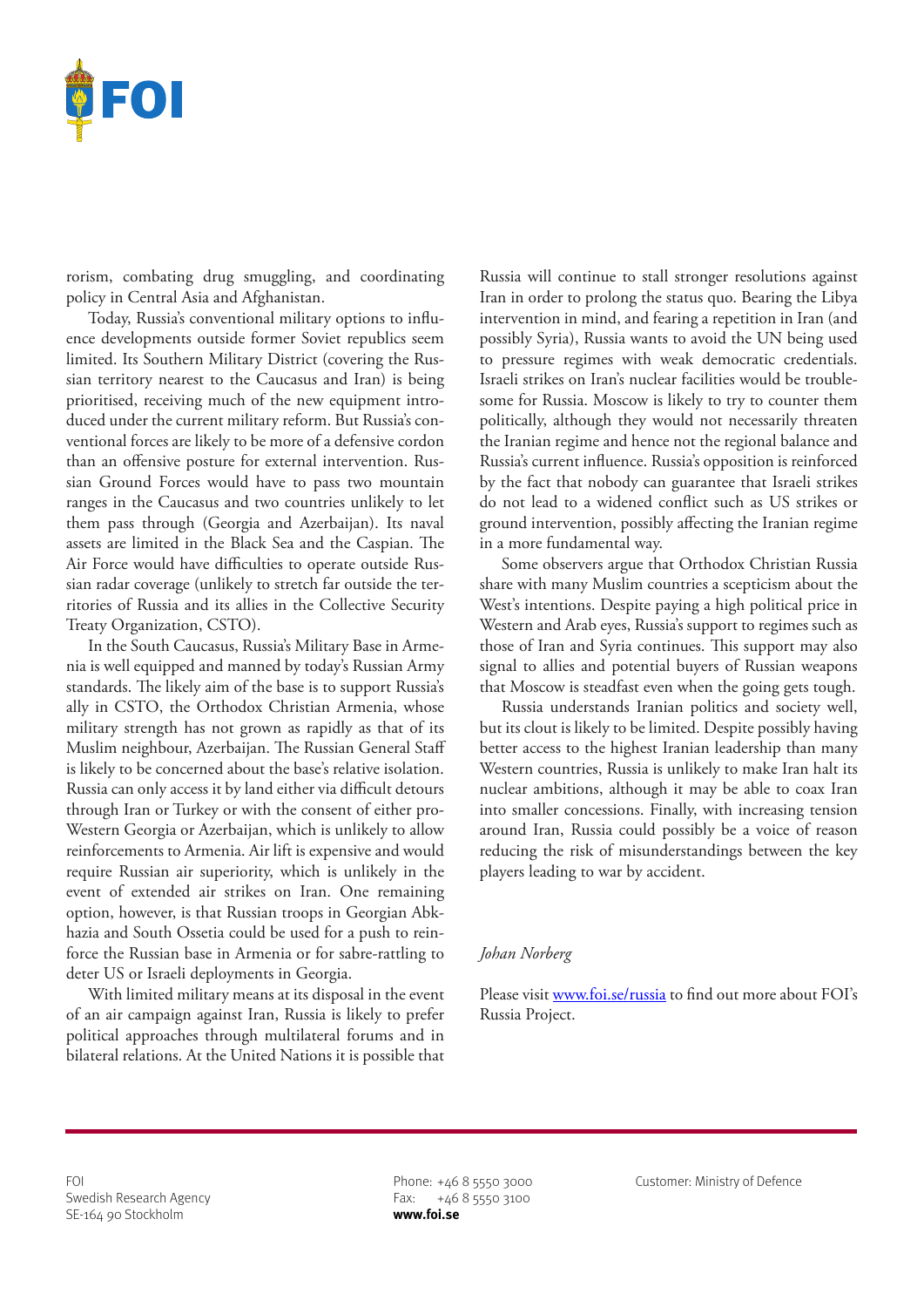rorism, combating drug smuggling, and coordinating policy in Central Asia and Afghanistan.

Today, Russia's conventional military options to influence developments outside former Soviet republics seem limited. Its Southern Military District (covering the Russian territory nearest to the Caucasus and Iran) is being prioritised, receiving much of the new equipment introduced under the current military reform. But Russia's conventional forces are likely to be more of a defensive cordon than an offensive posture for external intervention. Russian Ground Forces would have to pass two mountain ranges in the Caucasus and two countries unlikely to let them pass through (Georgia and Azerbaijan). Its naval assets are limited in the Black Sea and the Caspian. The Air Force would have difficulties to operate outside Russian radar coverage (unlikely to stretch far outside the territories of Russia and its allies in the Collective Security Treaty Organization, CSTO).

In the South Caucasus, Russia's Military Base in Armenia is well equipped and manned by today's Russian Army standards. The likely aim of the base is to support Russia's ally in CSTO, the Orthodox Christian Armenia, whose military strength has not grown as rapidly as that of its Muslim neighbour, Azerbaijan. The Russian General Staff is likely to be concerned about the base's relative isolation. Russia can only access it by land either via difficult detours through Iran or Turkey or with the consent of either pro-Western Georgia or Azerbaijan, which is unlikely to allow reinforcements to Armenia. Air lift is expensive and would require Russian air superiority, which is unlikely in the event of extended air strikes on Iran. One remaining option, however, is that Russian troops in Georgian Abkhazia and South Ossetia could be used for a push to reinforce the Russian base in Armenia or for sabre-rattling to deter US or Israeli deployments in Georgia.

With limited military means at its disposal in the event of an air campaign against Iran, Russia is likely to prefer political approaches through multilateral forums and in bilateral relations. At the United Nations it is possible that Russia will continue to stall stronger resolutions against Iran in order to prolong the status quo. Bearing the Libya intervention in mind, and fearing a repetition in Iran (and possibly Syria), Russia wants to avoid the UN being used to pressure regimes with weak democratic credentials. Israeli strikes on Iran's nuclear facilities would be troublesome for Russia. Moscow is likely to try to counter them politically, although they would not necessarily threaten the Iranian regime and hence not the regional balance and Russia's current influence. Russia's opposition is reinforced by the fact that nobody can guarantee that Israeli strikes do not lead to a widened conflict such as US strikes or ground intervention, possibly affecting the Iranian regime in a more fundamental way.

Some observers argue that Orthodox Christian Russia share with many Muslim countries a scepticism about the West's intentions. Despite paying a high political price in Western and Arab eyes, Russia's support to regimes such as those of Iran and Syria continues. This support may also signal to allies and potential buyers of Russian weapons that Moscow is steadfast even when the going gets tough.

Russia understands Iranian politics and society well, but its clout is likely to be limited. Despite possibly having better access to the highest Iranian leadership than many Western countries, Russia is unlikely to make Iran halt its nuclear ambitions, although it may be able to coax Iran into smaller concessions. Finally, with increasing tension around Iran, Russia could possibly be a voice of reason reducing the risk of misunderstandings between the key players leading to war by accident.

*Johan Norberg*

Please visit [www.foi.se/russia](http://www.foi.se/russia) to find out more about FOI's Russia Project.

FOI
Swedish Research Agency
SE-164 90 Stockholm

Phone: +46 8 5550 3000
Fax: +46 8 5550 3100
**www.foi.se**

Customer: Ministry of Defence